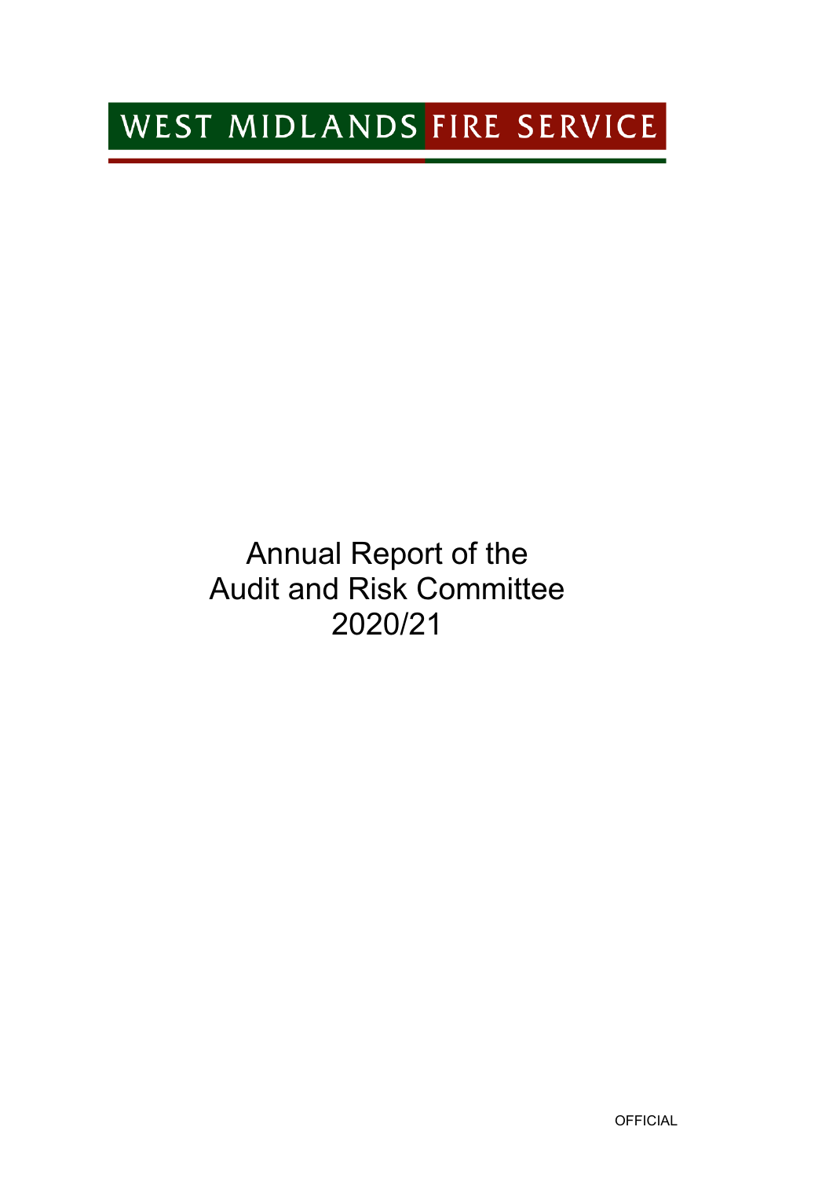WEST MIDLANDS FIRE SERVICE

# Annual Report of the Audit and Risk Committee 2020/21

OFFICIAL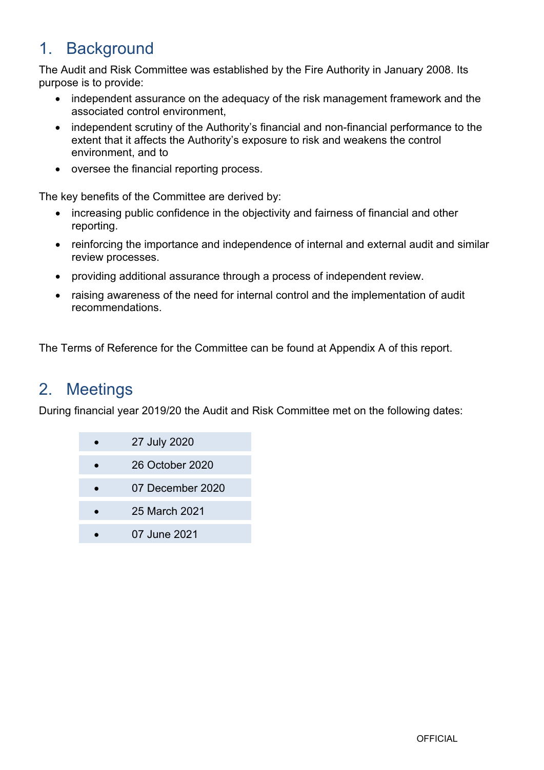## 1. Background

The Audit and Risk Committee was established by the Fire Authority in January 2008. Its purpose is to provide:

- independent assurance on the adequacy of the risk management framework and the associated control environment,
- independent scrutiny of the Authority's financial and non-financial performance to the extent that it affects the Authority's exposure to risk and weakens the control environment, and to
- oversee the financial reporting process.

The key benefits of the Committee are derived by:

- increasing public confidence in the objectivity and fairness of financial and other reporting.
- reinforcing the importance and independence of internal and external audit and similar review processes.
- providing additional assurance through a process of independent review.
- raising awareness of the need for internal control and the implementation of audit recommendations.

The Terms of Reference for the Committee can be found at Appendix A of this report.

## 2. Meetings

During financial year 2019/20 the Audit and Risk Committee met on the following dates:

- 27 July 2020
- 26 October 2020
- 07 December 2020
- 25 March 2021
- 07 June 2021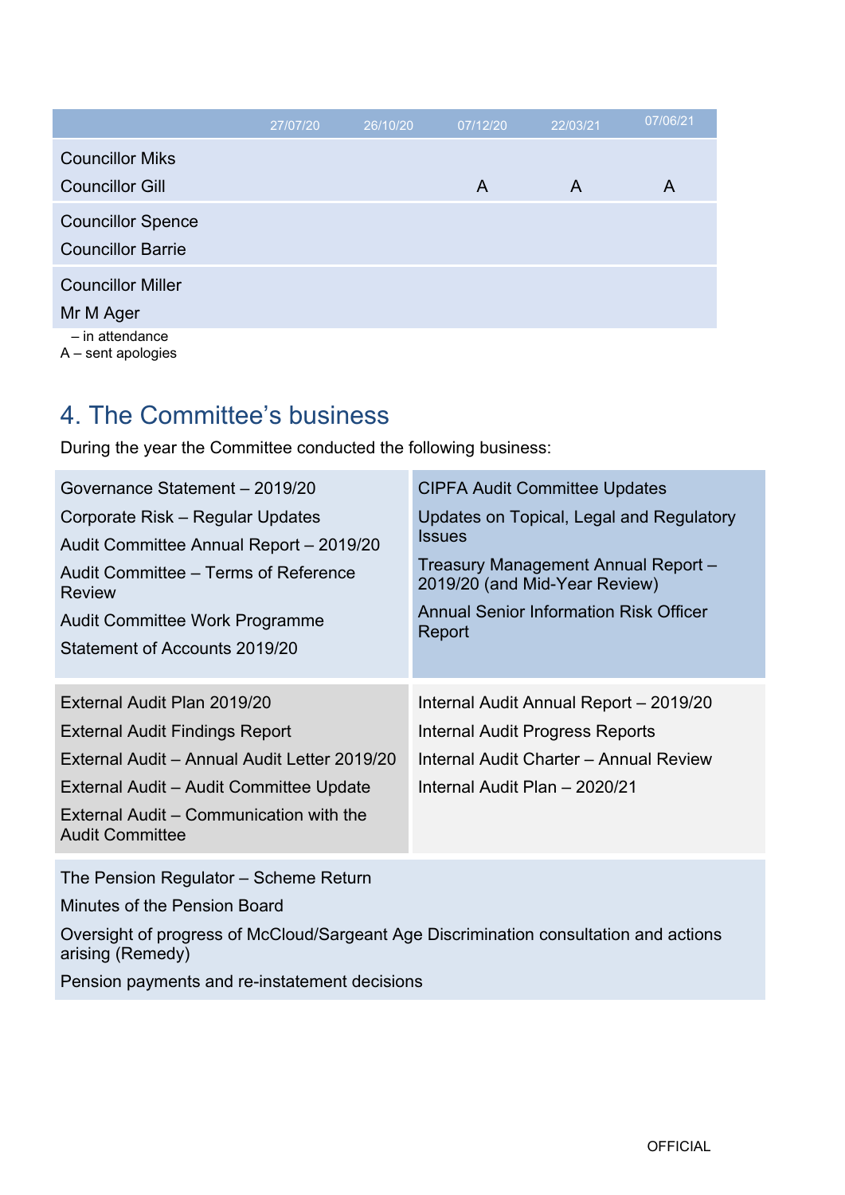| | 27/07/20 | 26/10/20 | 07/12/20 | 22/03/21 | 07/06/21 |
|---|---|---|---|---|---|
| Councillor Miks | | | | | |
| Councillor Gill | | | A | A | A |
| Councillor Spence | | | | | |
| Councillor Barrie | | | | | |
| Councillor Miller | | | | | |
| Mr M Ager | | | | | |

– in attendance
A – sent apologies

## 4. The Committee's business

During the year the Committee conducted the following business:

| | |
|---|---|
| Governance Statement – 2019/20<br>Corporate Risk – Regular Updates<br>Audit Committee Annual Report – 2019/20<br>Audit Committee – Terms of Reference Review<br>Audit Committee Work Programme<br>Statement of Accounts 2019/20 | CIPFA Audit Committee Updates<br>Updates on Topical, Legal and Regulatory Issues<br>Treasury Management Annual Report – 2019/20 (and Mid-Year Review)<br>Annual Senior Information Risk Officer Report |
| External Audit Plan 2019/20<br>External Audit Findings Report<br>External Audit – Annual Audit Letter 2019/20<br>External Audit – Audit Committee Update<br>External Audit – Communication with the Audit Committee | Internal Audit Annual Report – 2019/20<br>Internal Audit Progress Reports<br>Internal Audit Charter – Annual Review<br>Internal Audit Plan – 2020/21 |
| The Pension Regulator – Scheme Return<br>Minutes of the Pension Board<br>Oversight of progress of McCloud/Sargeant Age Discrimination consultation and actions arising (Remedy)<br>Pension payments and re-instatement decisions | |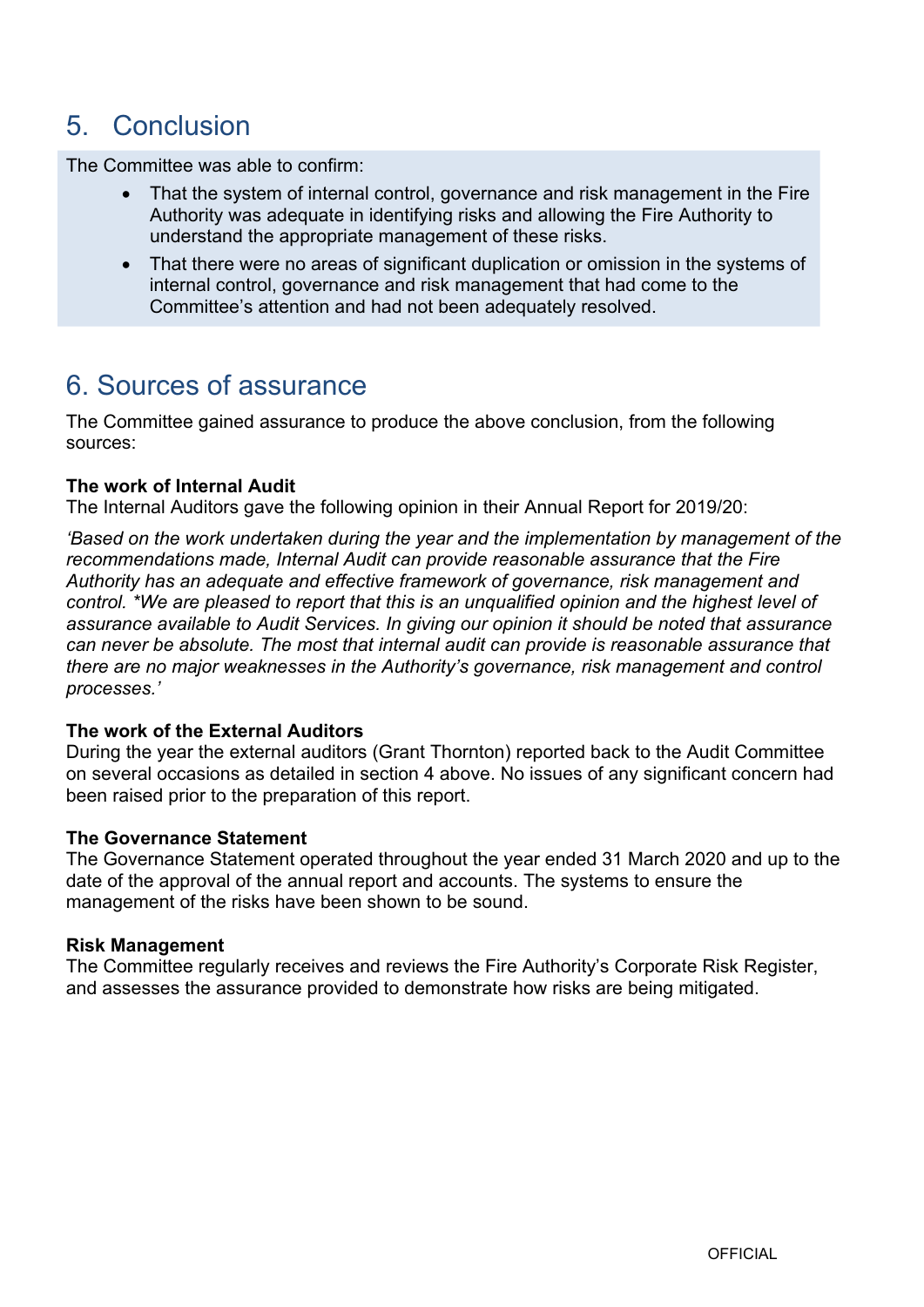## 5. Conclusion

The Committee was able to confirm:

- That the system of internal control, governance and risk management in the Fire Authority was adequate in identifying risks and allowing the Fire Authority to understand the appropriate management of these risks.
- That there were no areas of significant duplication or omission in the systems of internal control, governance and risk management that had come to the Committee's attention and had not been adequately resolved.

## 6. Sources of assurance

The Committee gained assurance to produce the above conclusion, from the following sources:

**The work of Internal Audit**
The Internal Auditors gave the following opinion in their Annual Report for 2019/20:

*'Based on the work undertaken during the year and the implementation by management of the recommendations made, Internal Audit can provide reasonable assurance that the Fire Authority has an adequate and effective framework of governance, risk management and control. *We are pleased to report that this is an unqualified opinion and the highest level of assurance available to Audit Services. In giving our opinion it should be noted that assurance can never be absolute. The most that internal audit can provide is reasonable assurance that there are no major weaknesses in the Authority's governance, risk management and control processes.'*

**The work of the External Auditors**
During the year the external auditors (Grant Thornton) reported back to the Audit Committee on several occasions as detailed in section 4 above. No issues of any significant concern had been raised prior to the preparation of this report.

**The Governance Statement**
The Governance Statement operated throughout the year ended 31 March 2020 and up to the date of the approval of the annual report and accounts. The systems to ensure the management of the risks have been shown to be sound.

**Risk Management**
The Committee regularly receives and reviews the Fire Authority's Corporate Risk Register, and assesses the assurance provided to demonstrate how risks are being mitigated.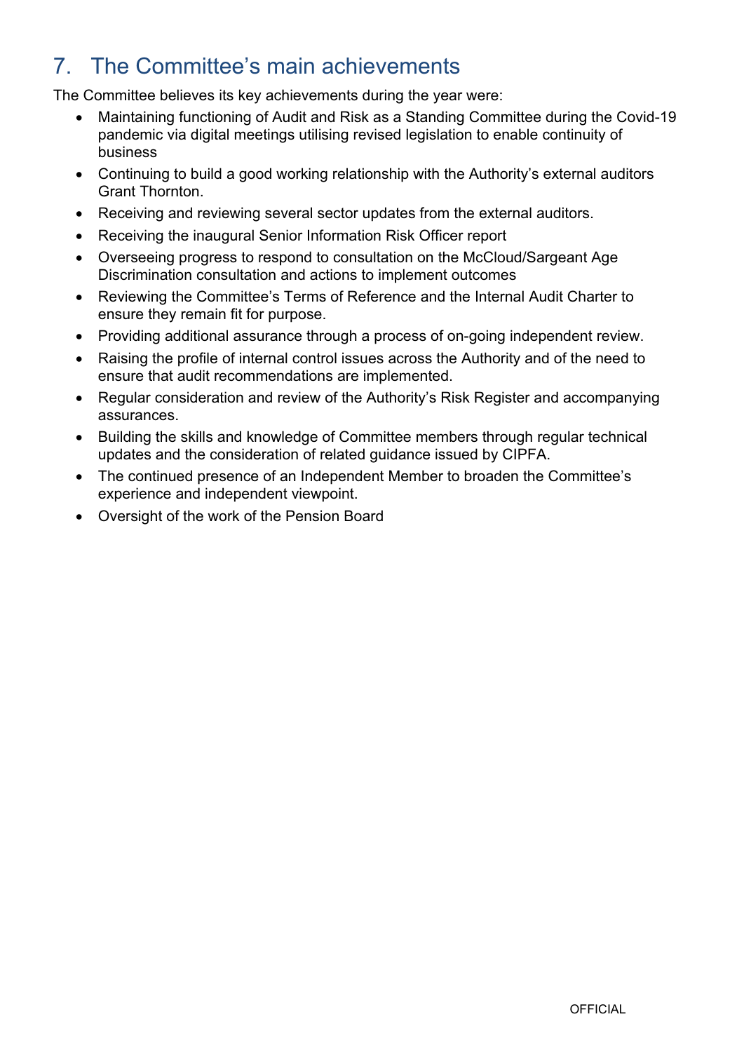## 7. The Committee's main achievements

The Committee believes its key achievements during the year were:

- Maintaining functioning of Audit and Risk as a Standing Committee during the Covid-19 pandemic via digital meetings utilising revised legislation to enable continuity of business
- Continuing to build a good working relationship with the Authority's external auditors Grant Thornton.
- Receiving and reviewing several sector updates from the external auditors.
- Receiving the inaugural Senior Information Risk Officer report
- Overseeing progress to respond to consultation on the McCloud/Sargeant Age Discrimination consultation and actions to implement outcomes
- Reviewing the Committee's Terms of Reference and the Internal Audit Charter to ensure they remain fit for purpose.
- Providing additional assurance through a process of on-going independent review.
- Raising the profile of internal control issues across the Authority and of the need to ensure that audit recommendations are implemented.
- Regular consideration and review of the Authority's Risk Register and accompanying assurances.
- Building the skills and knowledge of Committee members through regular technical updates and the consideration of related guidance issued by CIPFA.
- The continued presence of an Independent Member to broaden the Committee's experience and independent viewpoint.
- Oversight of the work of the Pension Board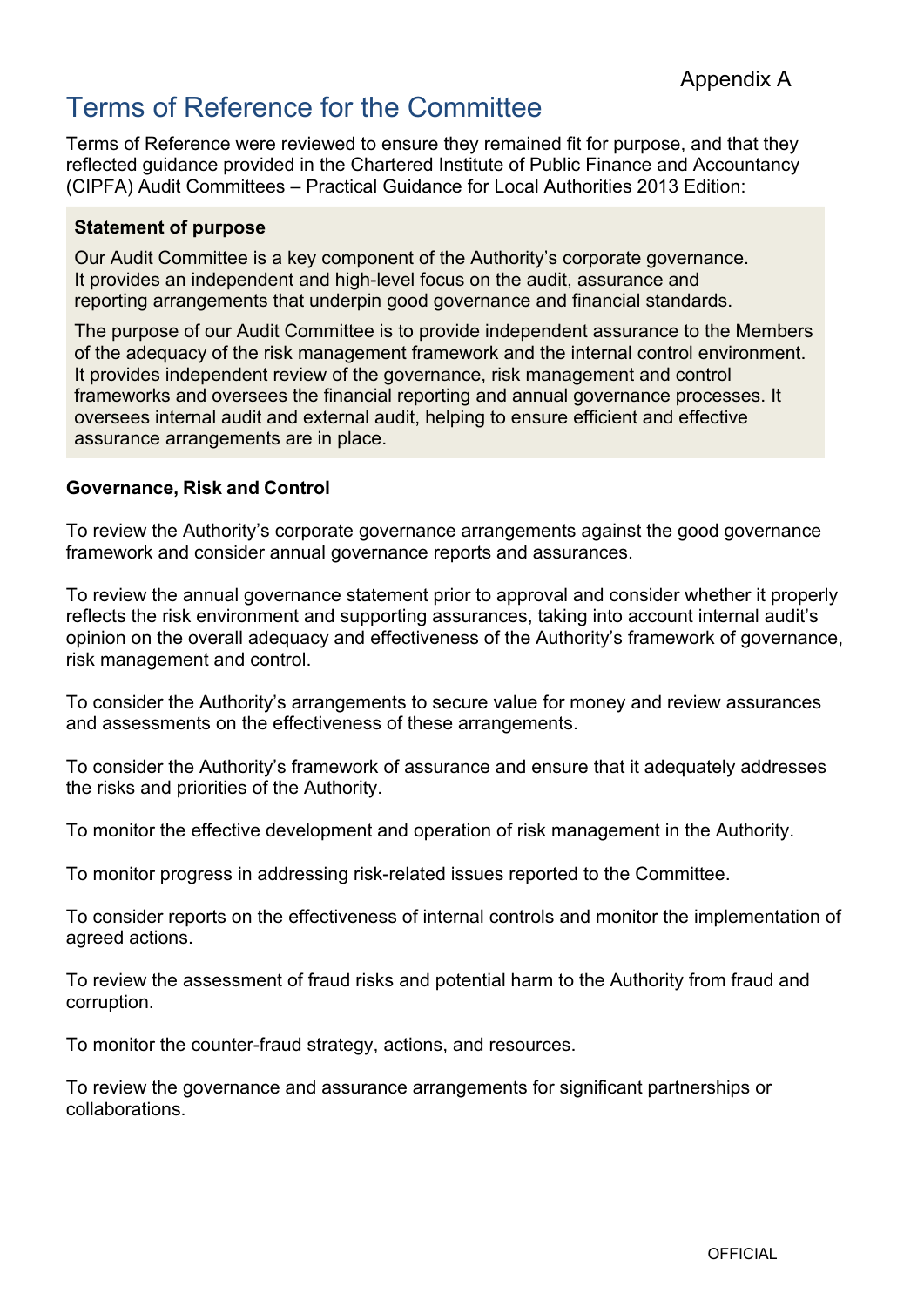Appendix A

# Terms of Reference for the Committee

Terms of Reference were reviewed to ensure they remained fit for purpose, and that they reflected guidance provided in the Chartered Institute of Public Finance and Accountancy (CIPFA) Audit Committees – Practical Guidance for Local Authorities 2013 Edition:

**Statement of purpose**

Our Audit Committee is a key component of the Authority's corporate governance. It provides an independent and high-level focus on the audit, assurance and reporting arrangements that underpin good governance and financial standards.

The purpose of our Audit Committee is to provide independent assurance to the Members of the adequacy of the risk management framework and the internal control environment. It provides independent review of the governance, risk management and control frameworks and oversees the financial reporting and annual governance processes. It oversees internal audit and external audit, helping to ensure efficient and effective assurance arrangements are in place.

**Governance, Risk and Control**

To review the Authority's corporate governance arrangements against the good governance framework and consider annual governance reports and assurances.

To review the annual governance statement prior to approval and consider whether it properly reflects the risk environment and supporting assurances, taking into account internal audit's opinion on the overall adequacy and effectiveness of the Authority's framework of governance, risk management and control.

To consider the Authority's arrangements to secure value for money and review assurances and assessments on the effectiveness of these arrangements.

To consider the Authority's framework of assurance and ensure that it adequately addresses the risks and priorities of the Authority.

To monitor the effective development and operation of risk management in the Authority.

To monitor progress in addressing risk-related issues reported to the Committee.

To consider reports on the effectiveness of internal controls and monitor the implementation of agreed actions.

To review the assessment of fraud risks and potential harm to the Authority from fraud and corruption.

To monitor the counter-fraud strategy, actions, and resources.

To review the governance and assurance arrangements for significant partnerships or collaborations.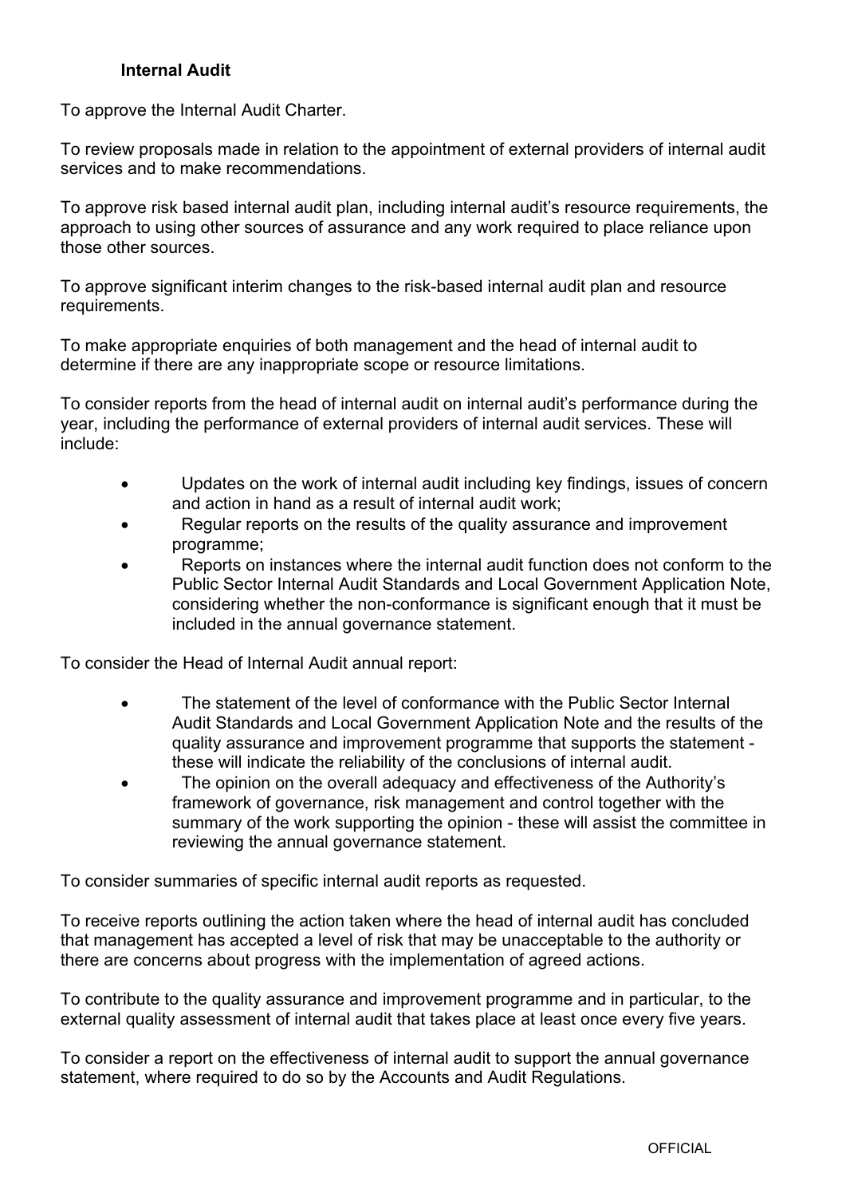**Internal Audit**

To approve the Internal Audit Charter.

To review proposals made in relation to the appointment of external providers of internal audit services and to make recommendations.

To approve risk based internal audit plan, including internal audit's resource requirements, the approach to using other sources of assurance and any work required to place reliance upon those other sources.

To approve significant interim changes to the risk-based internal audit plan and resource requirements.

To make appropriate enquiries of both management and the head of internal audit to determine if there are any inappropriate scope or resource limitations.

To consider reports from the head of internal audit on internal audit's performance during the year, including the performance of external providers of internal audit services. These will include:

- Updates on the work of internal audit including key findings, issues of concern and action in hand as a result of internal audit work;
- Regular reports on the results of the quality assurance and improvement programme;
- Reports on instances where the internal audit function does not conform to the Public Sector Internal Audit Standards and Local Government Application Note, considering whether the non-conformance is significant enough that it must be included in the annual governance statement.

To consider the Head of Internal Audit annual report:

- The statement of the level of conformance with the Public Sector Internal Audit Standards and Local Government Application Note and the results of the quality assurance and improvement programme that supports the statement - these will indicate the reliability of the conclusions of internal audit.
- The opinion on the overall adequacy and effectiveness of the Authority's framework of governance, risk management and control together with the summary of the work supporting the opinion - these will assist the committee in reviewing the annual governance statement.

To consider summaries of specific internal audit reports as requested.

To receive reports outlining the action taken where the head of internal audit has concluded that management has accepted a level of risk that may be unacceptable to the authority or there are concerns about progress with the implementation of agreed actions.

To contribute to the quality assurance and improvement programme and in particular, to the external quality assessment of internal audit that takes place at least once every five years.

To consider a report on the effectiveness of internal audit to support the annual governance statement, where required to do so by the Accounts and Audit Regulations.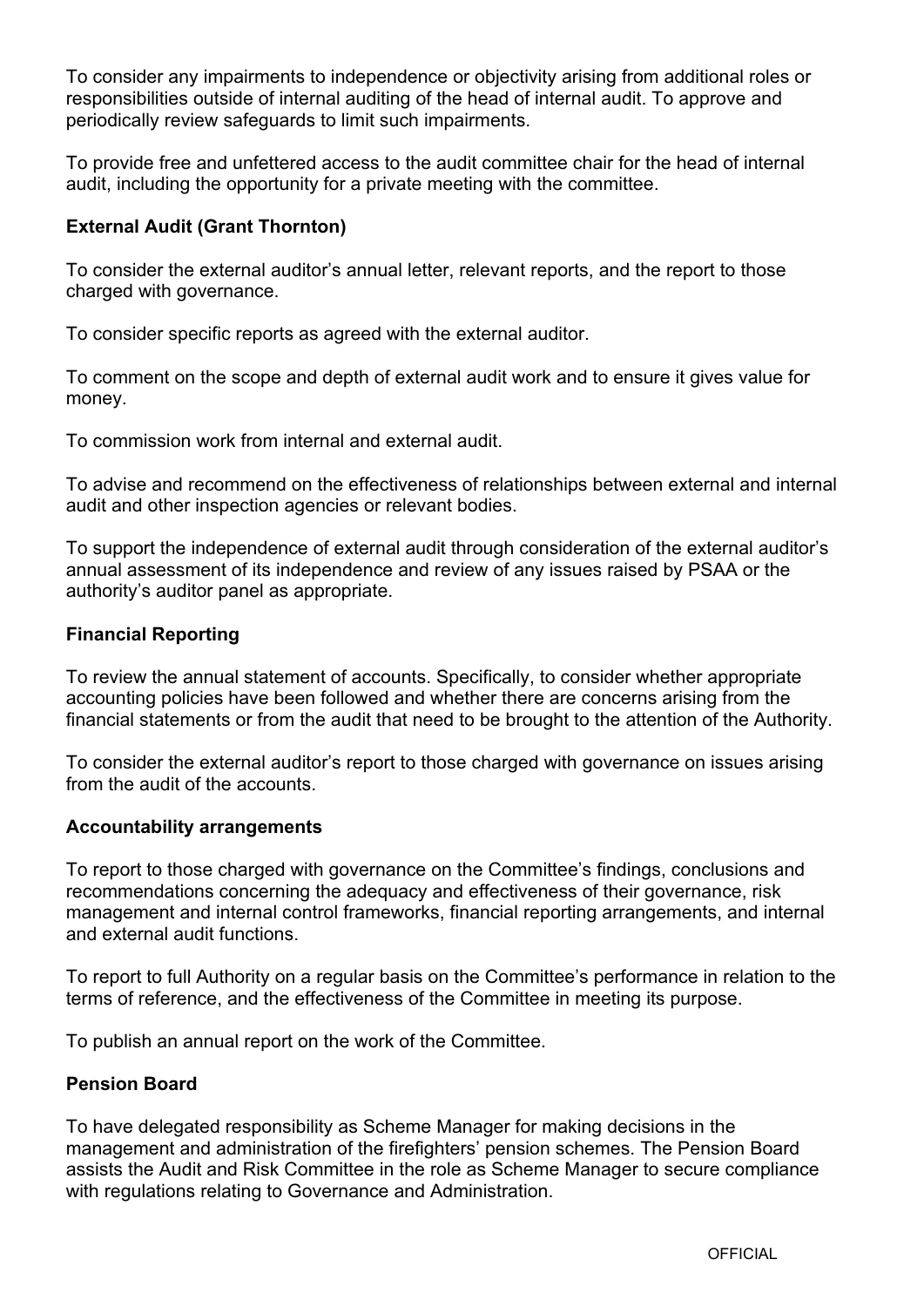To consider any impairments to independence or objectivity arising from additional roles or responsibilities outside of internal auditing of the head of internal audit. To approve and periodically review safeguards to limit such impairments.

To provide free and unfettered access to the audit committee chair for the head of internal audit, including the opportunity for a private meeting with the committee.

**External Audit (Grant Thornton)**

To consider the external auditor's annual letter, relevant reports, and the report to those charged with governance.

To consider specific reports as agreed with the external auditor.

To comment on the scope and depth of external audit work and to ensure it gives value for money.

To commission work from internal and external audit.

To advise and recommend on the effectiveness of relationships between external and internal audit and other inspection agencies or relevant bodies.

To support the independence of external audit through consideration of the external auditor's annual assessment of its independence and review of any issues raised by PSAA or the authority's auditor panel as appropriate.

**Financial Reporting**

To review the annual statement of accounts. Specifically, to consider whether appropriate accounting policies have been followed and whether there are concerns arising from the financial statements or from the audit that need to be brought to the attention of the Authority.

To consider the external auditor's report to those charged with governance on issues arising from the audit of the accounts.

**Accountability arrangements**

To report to those charged with governance on the Committee's findings, conclusions and recommendations concerning the adequacy and effectiveness of their governance, risk management and internal control frameworks, financial reporting arrangements, and internal and external audit functions.

To report to full Authority on a regular basis on the Committee's performance in relation to the terms of reference, and the effectiveness of the Committee in meeting its purpose.

To publish an annual report on the work of the Committee.

**Pension Board**

To have delegated responsibility as Scheme Manager for making decisions in the management and administration of the firefighters' pension schemes. The Pension Board assists the Audit and Risk Committee in the role as Scheme Manager to secure compliance with regulations relating to Governance and Administration.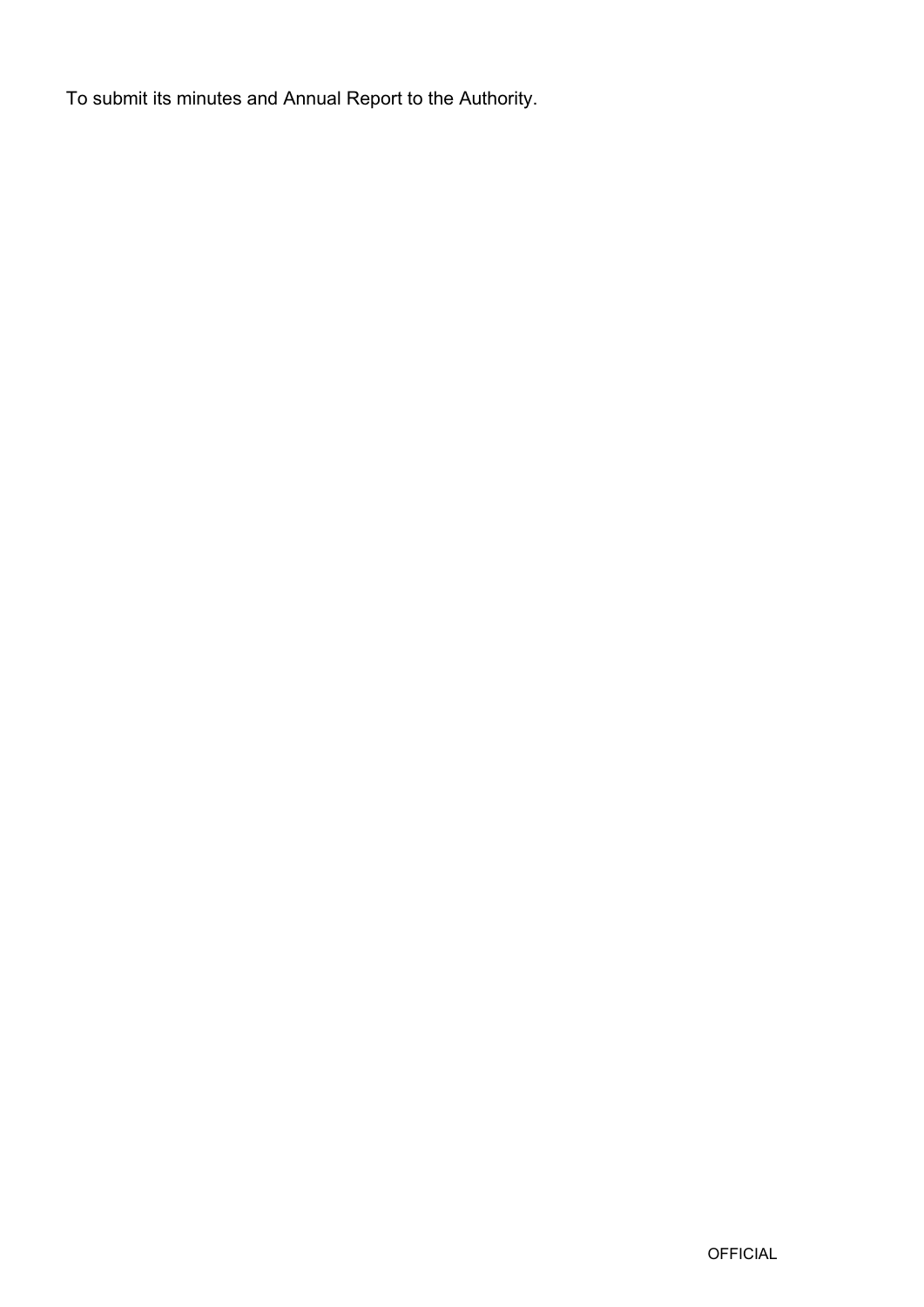To submit its minutes and Annual Report to the Authority.

OFFICIAL